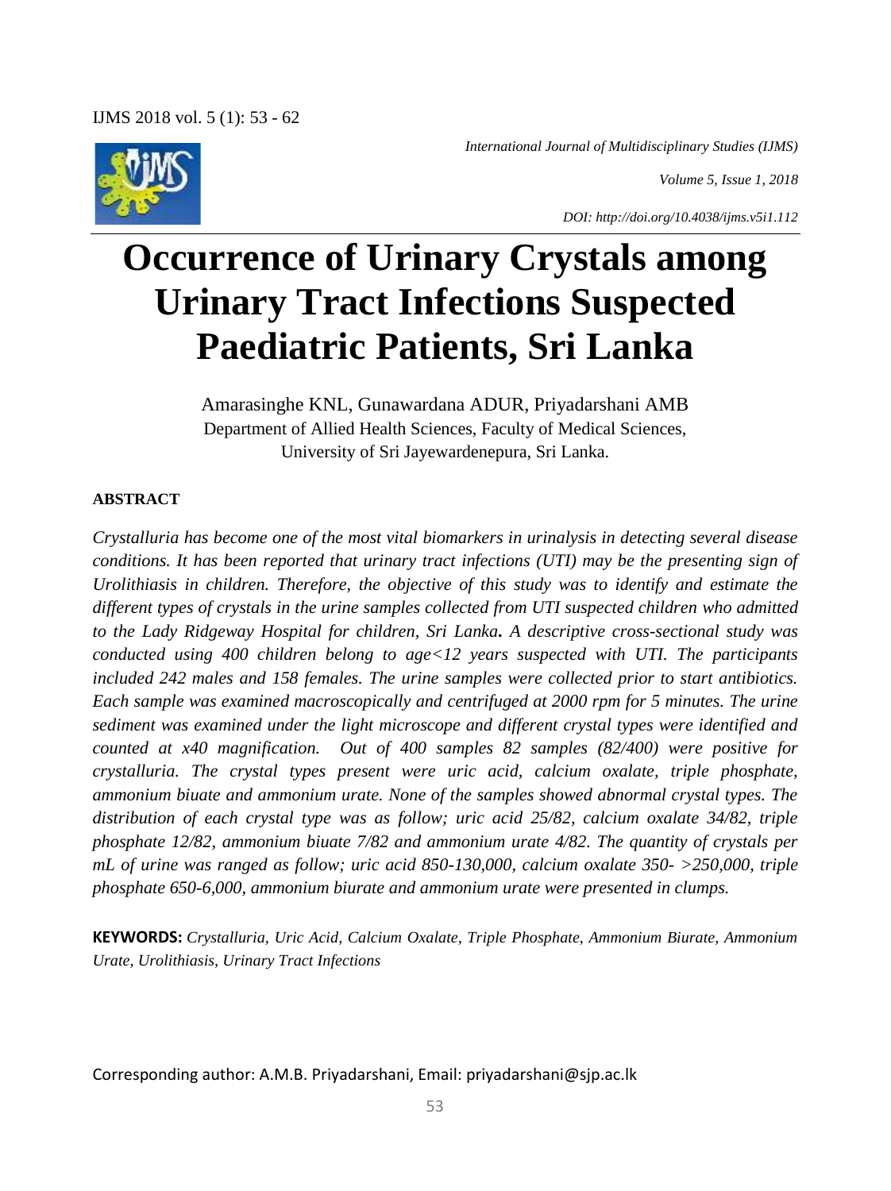# Occurrence of Urinary Crystals among Urinary Tract Infections Suspected Paediatric Patients, Sri Lanka

Amarasinghe KNL, Gunawardana ADUR, Priyadarshani AMB

Department of Allied Health Sciences, Faculty of Medical Sciences, University of Sri Jayewardenepura, Sri Lanka.

### ABSTRACT

*Crystalluria has become one of the most vital biomarkers in urinalysis in detecting several disease conditions. It has been reported that urinary tract infections (UTI) may be the presenting sign of Urolithiasis in children. Therefore, the objective of this study was to identify and estimate the different types of crystals in the urine samples collected from UTI suspected children who admitted to the Lady Ridgeway Hospital for children, Sri Lanka. A descriptive cross-sectional study was conducted using 400 children belong to age<12 years suspected with UTI. The participants included 242 males and 158 females. The urine samples were collected prior to start antibiotics. Each sample was examined macroscopically and centrifuged at 2000 rpm for 5 minutes. The urine sediment was examined under the light microscope and different crystal types were identified and counted at x40 magnification. Out of 400 samples 82 samples (82/400) were positive for crystalluria. The crystal types present were uric acid, calcium oxalate, triple phosphate, ammonium biuate and ammonium urate. None of the samples showed abnormal crystal types. The distribution of each crystal type was as follow; uric acid 25/82, calcium oxalate 34/82, triple phosphate 12/82, ammonium biuate 7/82 and ammonium urate 4/82. The quantity of crystals per mL of urine was ranged as follow; uric acid 850-130,000, calcium oxalate 350- >250,000, triple phosphate 650-6,000, ammonium biurate and ammonium urate were presented in clumps.*

**KEYWORDS:** *Crystalluria, Uric Acid, Calcium Oxalate, Triple Phosphate, Ammonium Biurate, Ammonium Urate, Urolithiasis, Urinary Tract Infections*

Corresponding author: A.M.B. Priyadarshani, Email: priyadarshani@sjp.ac.lk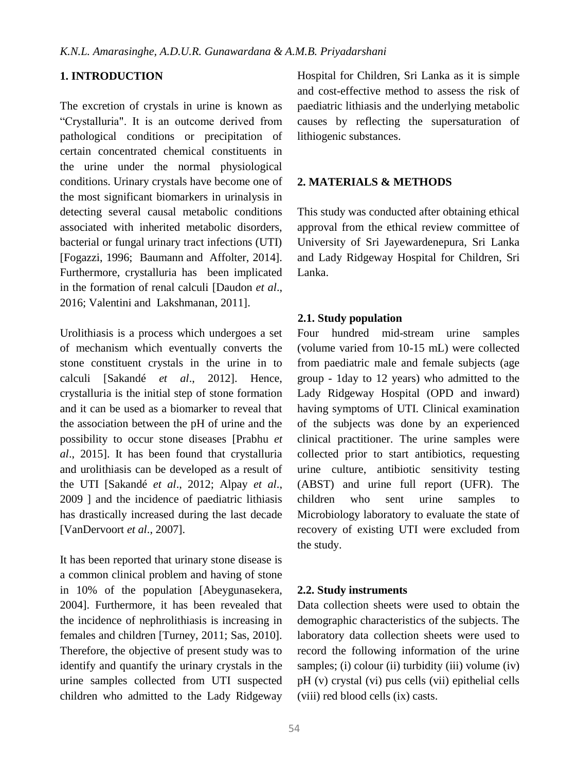## 1. INTRODUCTION

The excretion of crystals in urine is known as "Crystalluria". It is an outcome derived from pathological conditions or precipitation of certain concentrated chemical constituents in the urine under the normal physiological conditions. Urinary crystals have become one of the most significant biomarkers in urinalysis in detecting several causal metabolic conditions associated with inherited metabolic disorders, bacterial or fungal urinary tract infections (UTI) [Fogazzi, 1996; Baumann and Affolter, 2014]. Furthermore, crystalluria has been implicated in the formation of renal calculi [Daudon *et al*., 2016; Valentini and Lakshmanan, 2011].

Urolithiasis is a process which undergoes a set of mechanism which eventually converts the stone constituent crystals in the urine in to calculi [Sakandé *et al*., 2012]. Hence, crystalluria is the initial step of stone formation and it can be used as a biomarker to reveal that the association between the pH of urine and the possibility to occur stone diseases [Prabhu *et al*., 2015]. It has been found that crystalluria and urolithiasis can be developed as a result of the UTI [Sakandé *et al*., 2012; Alpay *et al*., 2009 ] and the incidence of paediatric lithiasis has drastically increased during the last decade [VanDervoort *et al*., 2007].

It has been reported that urinary stone disease is a common clinical problem and having of stone in 10% of the population [Abeygunasekera, 2004]. Furthermore, it has been revealed that the incidence of nephrolithiasis is increasing in females and children [Turney, 2011; Sas, 2010]. Therefore, the objective of present study was to identify and quantify the urinary crystals in the urine samples collected from UTI suspected children who admitted to the Lady Ridgeway Hospital for Children, Sri Lanka as it is simple and cost-effective method to assess the risk of paediatric lithiasis and the underlying metabolic causes by reflecting the supersaturation of lithiogenic substances.

## 2. MATERIALS & METHODS

This study was conducted after obtaining ethical approval from the ethical review committee of University of Sri Jayewardenepura, Sri Lanka and Lady Ridgeway Hospital for Children, Sri Lanka.

### 2.1. Study population

Four hundred mid-stream urine samples (volume varied from 10-15 mL) were collected from paediatric male and female subjects (age group - 1day to 12 years) who admitted to the Lady Ridgeway Hospital (OPD and inward) having symptoms of UTI. Clinical examination of the subjects was done by an experienced clinical practitioner. The urine samples were collected prior to start antibiotics, requesting urine culture, antibiotic sensitivity testing (ABST) and urine full report (UFR). The children who sent urine samples to Microbiology laboratory to evaluate the state of recovery of existing UTI were excluded from the study.

### 2.2. Study instruments

Data collection sheets were used to obtain the demographic characteristics of the subjects. The laboratory data collection sheets were used to record the following information of the urine samples; (i) colour (ii) turbidity (iii) volume (iv) pH (v) crystal (vi) pus cells (vii) epithelial cells (viii) red blood cells (ix) casts.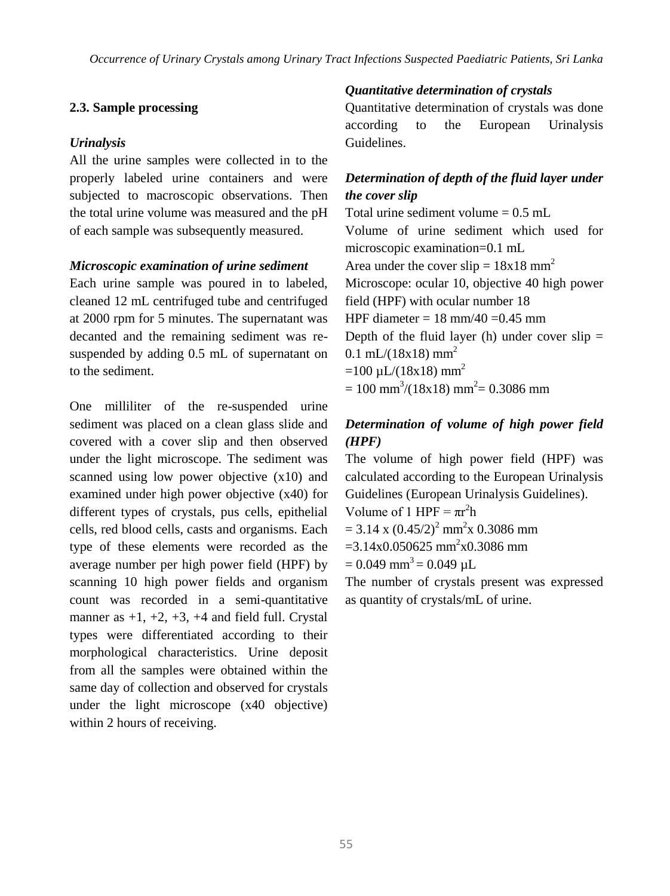### 2.3. Sample processing

#### *Urinalysis*

All the urine samples were collected in to the properly labeled urine containers and were subjected to macroscopic observations. Then the total urine volume was measured and the pH of each sample was subsequently measured.

#### *Microscopic examination of urine sediment*

Each urine sample was poured in to labeled, cleaned 12 mL centrifuged tube and centrifuged at 2000 rpm for 5 minutes. The supernatant was decanted and the remaining sediment was re-suspended by adding 0.5 mL of supernatant on to the sediment.

One milliliter of the re-suspended urine sediment was placed on a clean glass slide and covered with a cover slip and then observed under the light microscope. The sediment was scanned using low power objective (x10) and examined under high power objective (x40) for different types of crystals, pus cells, epithelial cells, red blood cells, casts and organisms. Each type of these elements were recorded as the average number per high power field (HPF) by scanning 10 high power fields and organism count was recorded in a semi-quantitative manner as +1, +2, +3, +4 and field full. Crystal types were differentiated according to their morphological characteristics. Urine deposit from all the samples were obtained within the same day of collection and observed for crystals under the light microscope (x40 objective) within 2 hours of receiving.

#### *Quantitative determination of crystals*

Quantitative determination of crystals was done according to the European Urinalysis Guidelines.

#### *Determination of depth of the fluid layer under the cover slip*

Total urine sediment volume = 0.5 mL

Volume of urine sediment which used for microscopic examination=0.1 mL

Area under the cover slip = $18\text{x}18\ \text{mm}^2$

Microscope: ocular 10, objective 40 high power field (HPF) with ocular number 18

HPF diameter = 18 mm/40 =0.45 mm

Depth of the fluid layer (h) under cover slip = $0.1\ \text{mL}/(18\text{x}18)\ \text{mm}^2$

$=100\ \mu\text{L}/(18\text{x}18)\ \text{mm}^2$

$= 100\ \text{mm}^3/(18\text{x}18)\ \text{mm}^2 = 0.3086\ \text{mm}$

#### *Determination of volume of high power field (HPF)*

The volume of high power field (HPF) was calculated according to the European Urinalysis Guidelines (European Urinalysis Guidelines).

Volume of 1 HPF = $\pi r^2 h$

$= 3.14 \times (0.45/2)^2\ \text{mm}^2 \times 0.3086\ \text{mm}$

$=3.14 \times 0.050625\ \text{mm}^2 \times 0.3086\ \text{mm}$

$= 0.049\ \text{mm}^3 = 0.049\ \mu\text{L}$

The number of crystals present was expressed as quantity of crystals/mL of urine.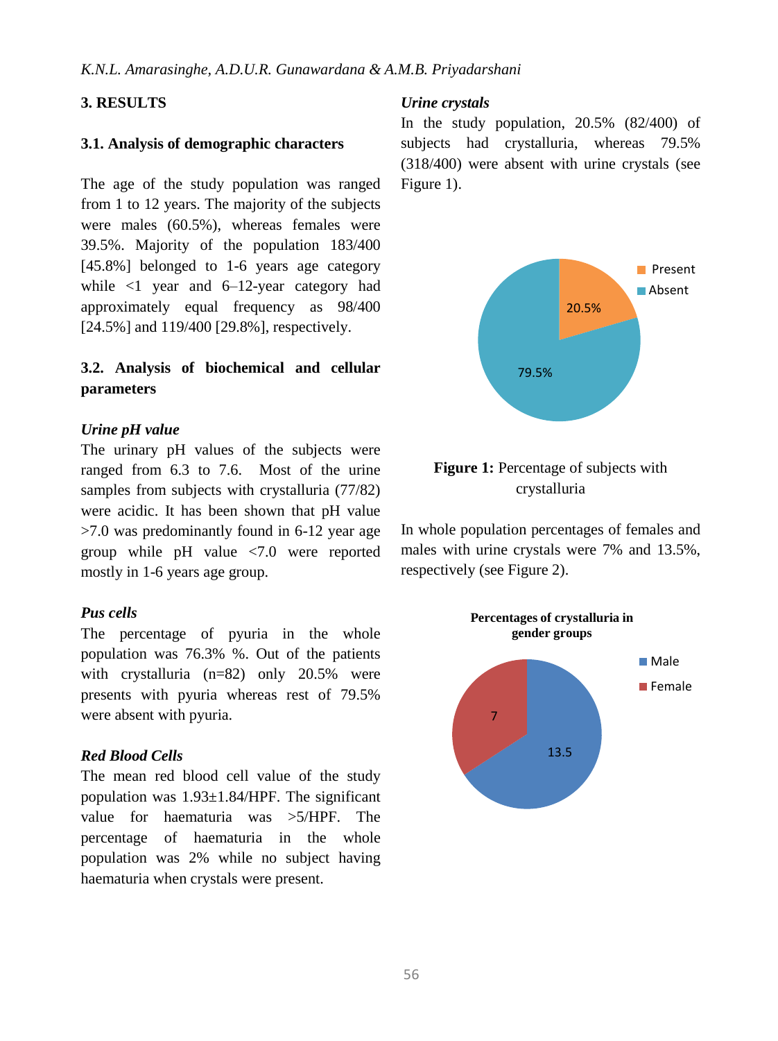## 3. RESULTS

### 3.1. Analysis of demographic characters

The age of the study population was ranged from 1 to 12 years. The majority of the subjects were males (60.5%), whereas females were 39.5%. Majority of the population 183/400 [45.8%] belonged to 1-6 years age category while <1 year and 6–12-year category had approximately equal frequency as 98/400 [24.5%] and 119/400 [29.8%], respectively.

### 3.2. Analysis of biochemical and cellular parameters

***Urine pH value***

The urinary pH values of the subjects were ranged from 6.3 to 7.6. Most of the urine samples from subjects with crystalluria (77/82) were acidic. It has been shown that pH value >7.0 was predominantly found in 6-12 year age group while pH value <7.0 were reported mostly in 1-6 years age group.

***Pus cells***

The percentage of pyuria in the whole population was 76.3% %. Out of the patients with crystalluria (n=82) only 20.5% were presents with pyuria whereas rest of 79.5% were absent with pyuria.

***Red Blood Cells***

The mean red blood cell value of the study population was 1.93±1.84/HPF. The significant value for haematuria was >5/HPF. The percentage of haematuria in the whole population was 2% while no subject having haematuria when crystals were present.

***Urine crystals***

In the study population, 20.5% (82/400) of subjects had crystalluria, whereas 79.5% (318/400) were absent with urine crystals (see Figure 1).

**Figure 1:** Percentage of subjects with crystalluria

In whole population percentages of females and males with urine crystals were 7% and 13.5%, respectively (see Figure 2).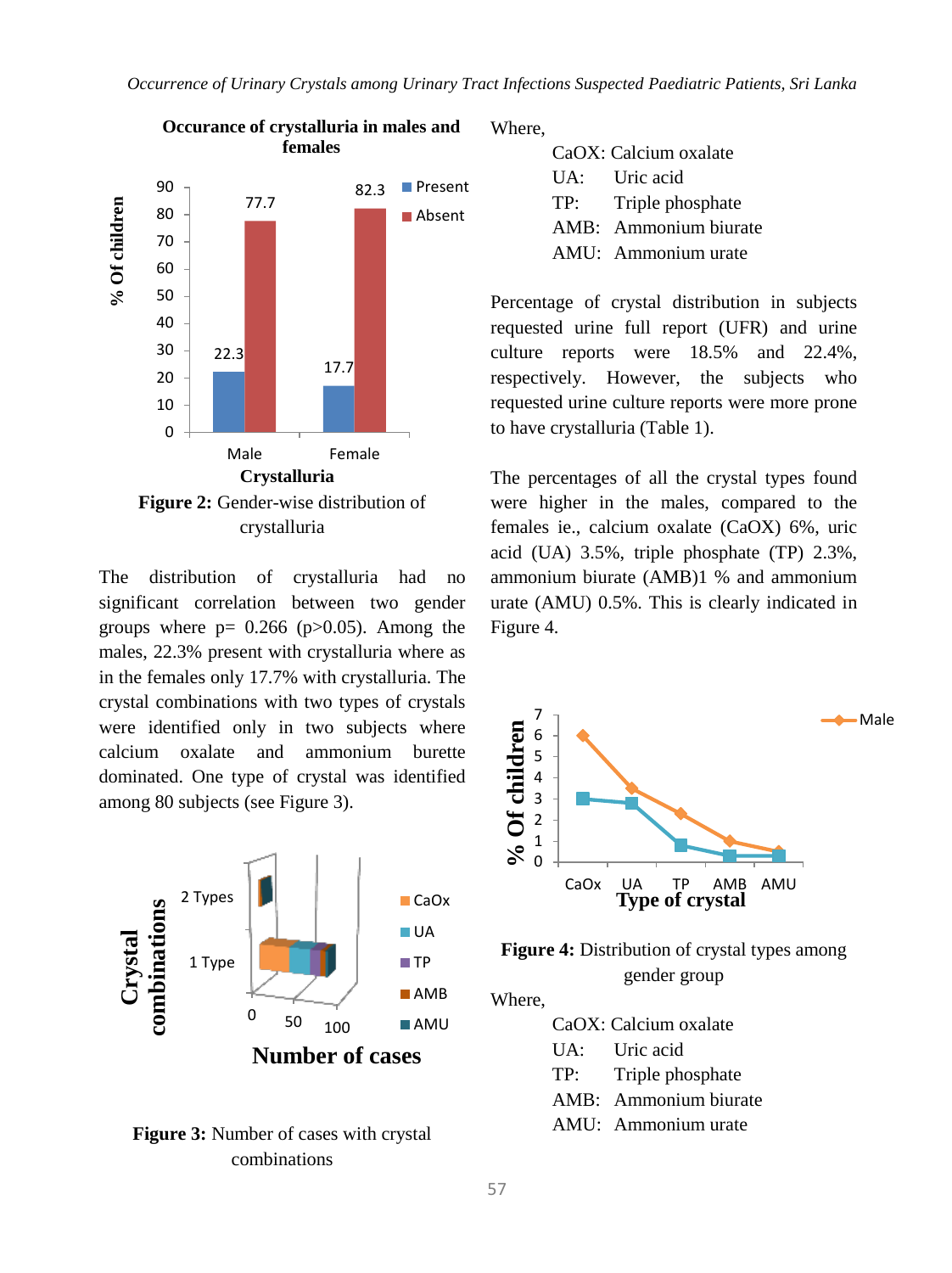Figure 2: Gender-wise distribution of crystalluria

The distribution of crystalluria had no significant correlation between two gender groups where p= 0.266 (p>0.05). Among the males, 22.3% present with crystalluria where as in the females only 17.7% with crystalluria. The crystal combinations with two types of crystals were identified only in two subjects where calcium oxalate and ammonium burette dominated. One type of crystal was identified among 80 subjects (see Figure 3).

**Figure 3:** Number of cases with crystal combinations

Where,

CaOX: Calcium oxalate
UA: Uric acid
TP: Triple phosphate
AMB: Ammonium biurate
AMU: Ammonium urate

Percentage of crystal distribution in subjects requested urine full report (UFR) and urine culture reports were 18.5% and 22.4%, respectively. However, the subjects who requested urine culture reports were more prone to have crystalluria (Table 1).

The percentages of all the crystal types found were higher in the males, compared to the females ie., calcium oxalate (CaOX) 6%, uric acid (UA) 3.5%, triple phosphate (TP) 2.3%, ammonium biurate (AMB)1 % and ammonium urate (AMU) 0.5%. This is clearly indicated in Figure 4.

**Figure 4:** Distribution of crystal types among gender group

Where,

CaOX: Calcium oxalate
UA: Uric acid
TP: Triple phosphate
AMB: Ammonium biurate
AMU: Ammonium urate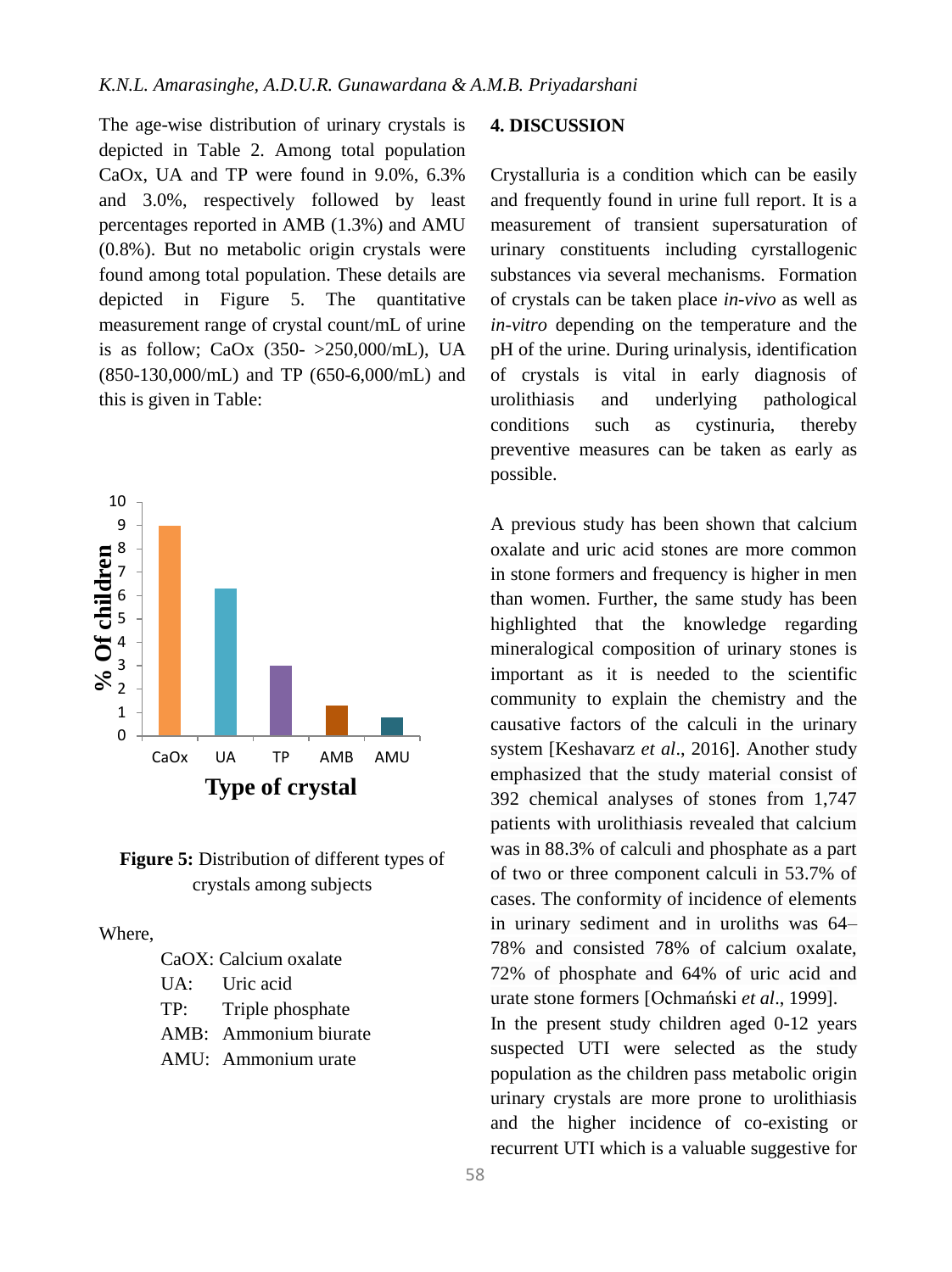The age-wise distribution of urinary crystals is depicted in Table 2. Among total population CaOx, UA and TP were found in 9.0%, 6.3% and 3.0%, respectively followed by least percentages reported in AMB (1.3%) and AMU (0.8%). But no metabolic origin crystals were found among total population. These details are depicted in Figure 5. The quantitative measurement range of crystal count/mL of urine is as follow; CaOx (350- >250,000/mL), UA (850-130,000/mL) and TP (650-6,000/mL) and this is given in Table:

**Figure 5:** Distribution of different types of crystals among subjects

Where,

- CaOX: Calcium oxalate
- UA: Uric acid
- TP: Triple phosphate
- AMB: Ammonium biurate
- AMU: Ammonium urate

## 4. DISCUSSION

Crystalluria is a condition which can be easily and frequently found in urine full report. It is a measurement of transient supersaturation of urinary constituents including cyrstallogenic substances via several mechanisms. Formation of crystals can be taken place *in-vivo* as well as *in-vitro* depending on the temperature and the pH of the urine. During urinalysis, identification of crystals is vital in early diagnosis of urolithiasis and underlying pathological conditions such as cystinuria, thereby preventive measures can be taken as early as possible.

A previous study has been shown that calcium oxalate and uric acid stones are more common in stone formers and frequency is higher in men than women. Further, the same study has been highlighted that the knowledge regarding mineralogical composition of urinary stones is important as it is needed to the scientific community to explain the chemistry and the causative factors of the calculi in the urinary system [Keshavarz *et al*., 2016]. Another study emphasized that the study material consist of 392 chemical analyses of stones from 1,747 patients with urolithiasis revealed that calcium was in 88.3% of calculi and phosphate as a part of two or three component calculi in 53.7% of cases. The conformity of incidence of elements in urinary sediment and in uroliths was 64–78% and consisted 78% of calcium oxalate, 72% of phosphate and 64% of uric acid and urate stone formers [Ochmański *et al*., 1999].

In the present study children aged 0-12 years suspected UTI were selected as the study population as the children pass metabolic origin urinary crystals are more prone to urolithiasis and the higher incidence of co-existing or recurrent UTI which is a valuable suggestive for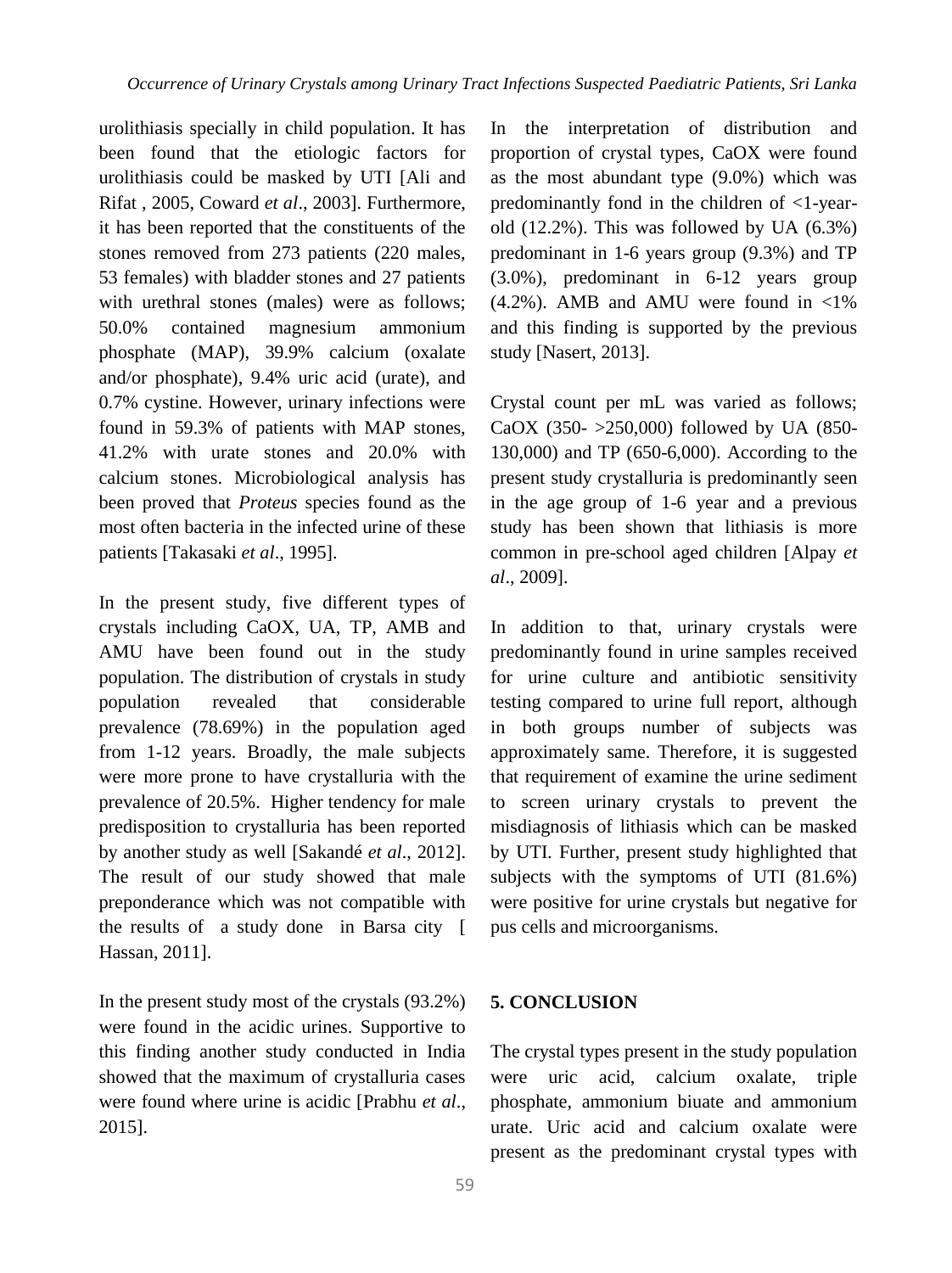urolithiasis specially in child population. It has been found that the etiologic factors for urolithiasis could be masked by UTI [Ali and Rifat , 2005, Coward *et al*., 2003]. Furthermore, it has been reported that the constituents of the stones removed from 273 patients (220 males, 53 females) with bladder stones and 27 patients with urethral stones (males) were as follows; 50.0% contained magnesium ammonium phosphate (MAP), 39.9% calcium (oxalate and/or phosphate), 9.4% uric acid (urate), and 0.7% cystine. However, urinary infections were found in 59.3% of patients with MAP stones, 41.2% with urate stones and 20.0% with calcium stones. Microbiological analysis has been proved that *Proteus* species found as the most often bacteria in the infected urine of these patients [Takasaki *et al*., 1995].

In the present study, five different types of crystals including CaOX, UA, TP, AMB and AMU have been found out in the study population. The distribution of crystals in study population revealed that considerable prevalence (78.69%) in the population aged from 1-12 years. Broadly, the male subjects were more prone to have crystalluria with the prevalence of 20.5%. Higher tendency for male predisposition to crystalluria has been reported by another study as well [Sakandé *et al*., 2012]. The result of our study showed that male preponderance which was not compatible with the results of a study done in Barsa city [ Hassan, 2011].

In the present study most of the crystals (93.2%) were found in the acidic urines. Supportive to this finding another study conducted in India showed that the maximum of crystalluria cases were found where urine is acidic [Prabhu *et al*., 2015].

In the interpretation of distribution and proportion of crystal types, CaOX were found as the most abundant type (9.0%) which was predominantly fond in the children of <1-year-old (12.2%). This was followed by UA (6.3%) predominant in 1-6 years group (9.3%) and TP (3.0%), predominant in 6-12 years group (4.2%). AMB and AMU were found in <1% and this finding is supported by the previous study [Nasert, 2013].

Crystal count per mL was varied as follows; CaOX (350- >250,000) followed by UA (850-130,000) and TP (650-6,000). According to the present study crystalluria is predominantly seen in the age group of 1-6 year and a previous study has been shown that lithiasis is more common in pre-school aged children [Alpay *et al*., 2009].

In addition to that, urinary crystals were predominantly found in urine samples received for urine culture and antibiotic sensitivity testing compared to urine full report, although in both groups number of subjects was approximately same. Therefore, it is suggested that requirement of examine the urine sediment to screen urinary crystals to prevent the misdiagnosis of lithiasis which can be masked by UTI. Further, present study highlighted that subjects with the symptoms of UTI (81.6%) were positive for urine crystals but negative for pus cells and microorganisms.

## 5. CONCLUSION

The crystal types present in the study population were uric acid, calcium oxalate, triple phosphate, ammonium biuate and ammonium urate. Uric acid and calcium oxalate were present as the predominant crystal types with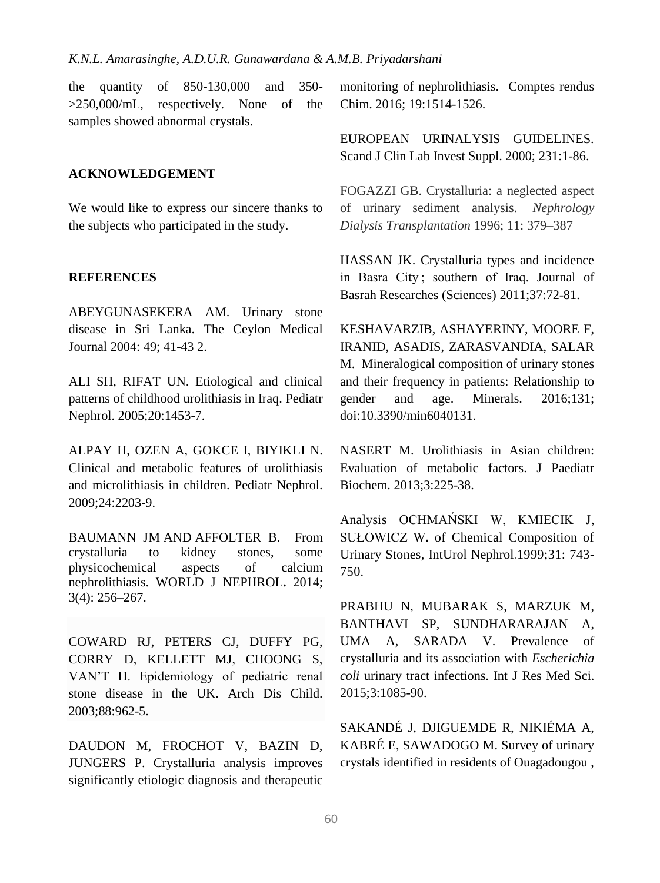the quantity of 850-130,000 and 350->250,000/mL, respectively. None of the samples showed abnormal crystals.

## ACKNOWLEDGEMENT

We would like to express our sincere thanks to the subjects who participated in the study.

## REFERENCES

ABEYGUNASEKERA AM. Urinary stone disease in Sri Lanka. The Ceylon Medical Journal 2004: 49; 41-43 2.

ALI SH, RIFAT UN. Etiological and clinical patterns of childhood urolithiasis in Iraq. Pediatr Nephrol. 2005;20:1453-7.

ALPAY H, OZEN A, GOKCE I, BIYIKLI N. Clinical and metabolic features of urolithiasis and microlithiasis in children. Pediatr Nephrol. 2009;24:2203-9.

BAUMANN JM AND AFFOLTER B. From crystalluria to kidney stones, some physicochemical aspects of calcium nephrolithiasis. WORLD J NEPHROL**.** 2014; 3(4): 256–267.

COWARD RJ, PETERS CJ, DUFFY PG, CORRY D, KELLETT MJ, CHOONG S, VAN'T H. Epidemiology of pediatric renal stone disease in the UK. Arch Dis Child. 2003;88:962-5.

DAUDON M, FROCHOT V, BAZIN D, JUNGERS P. Crystalluria analysis improves significantly etiologic diagnosis and therapeutic monitoring of nephrolithiasis. Comptes rendus Chim. 2016; 19:1514-1526.

EUROPEAN URINALYSIS GUIDELINES. Scand J Clin Lab Invest Suppl. 2000; 231:1-86.

FOGAZZI GB. Crystalluria: a neglected aspect of urinary sediment analysis. *Nephrology Dialysis Transplantation* 1996; 11: 379–387

HASSAN JK. Crystalluria types and incidence in Basra City ; southern of Iraq. Journal of Basrah Researches (Sciences) 2011;37:72-81.

KESHAVARZIB, ASHAYERINY, MOORE F, IRANID, ASADIS, ZARASVANDIA, SALAR M. Mineralogical composition of urinary stones and their frequency in patients: Relationship to gender and age. Minerals. 2016;131; doi:10.3390/min6040131.

NASERT M. Urolithiasis in Asian children: Evaluation of metabolic factors. J Paediatr Biochem. 2013;3:225-38.

Analysis OCHMAŃSKI W, KMIECIK J, SUŁOWICZ W**.** of Chemical Composition of Urinary Stones, IntUrol Nephrol.1999;31: 743-750.

PRABHU N, MUBARAK S, MARZUK M, BANTHAVI SP, SUNDHARARAJAN A, UMA A, SARADA V. Prevalence of crystalluria and its association with *Escherichia coli* urinary tract infections. Int J Res Med Sci. 2015;3:1085-90.

SAKANDÉ J, DJIGUEMDE R, NIKIÉMA A, KABRÉ E, SAWADOGO M. Survey of urinary crystals identified in residents of Ouagadougou ,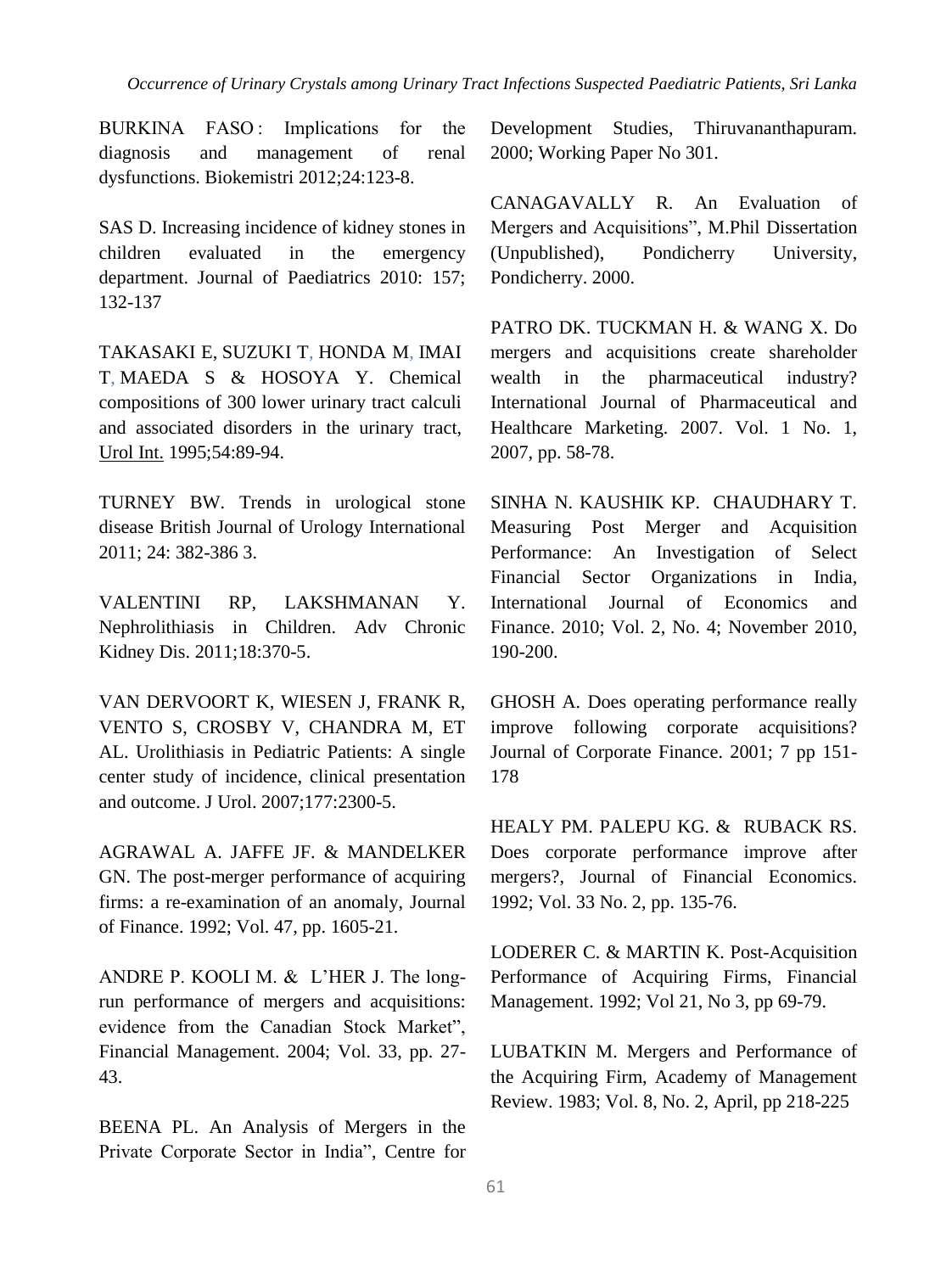BURKINA FASO : Implications for the diagnosis and management of renal dysfunctions. Biokemistri 2012;24:123-8.

SAS D. Increasing incidence of kidney stones in children evaluated in the emergency department. Journal of Paediatrics 2010: 157; 132-137

TAKASAKI E, SUZUKI T, HONDA M, IMAI T, MAEDA S & HOSOYA Y. Chemical compositions of 300 lower urinary tract calculi and associated disorders in the urinary tract, Urol Int. 1995;54:89-94.

TURNEY BW. Trends in urological stone disease British Journal of Urology International 2011; 24: 382-386 3.

VALENTINI RP, LAKSHMANAN Y. Nephrolithiasis in Children. Adv Chronic Kidney Dis. 2011;18:370-5.

VAN DERVOORT K, WIESEN J, FRANK R, VENTO S, CROSBY V, CHANDRA M, ET AL. Urolithiasis in Pediatric Patients: A single center study of incidence, clinical presentation and outcome. J Urol. 2007;177:2300-5.

AGRAWAL A. JAFFE JF. & MANDELKER GN. The post-merger performance of acquiring firms: a re-examination of an anomaly, Journal of Finance. 1992; Vol. 47, pp. 1605-21.

ANDRE P. KOOLI M. & L'HER J. The long-run performance of mergers and acquisitions: evidence from the Canadian Stock Market", Financial Management. 2004; Vol. 33, pp. 27-43.

BEENA PL. An Analysis of Mergers in the Private Corporate Sector in India", Centre for Development Studies, Thiruvananthapuram. 2000; Working Paper No 301.

CANAGAVALLY R. An Evaluation of Mergers and Acquisitions", M.Phil Dissertation (Unpublished), Pondicherry University, Pondicherry. 2000.

PATRO DK. TUCKMAN H. & WANG X. Do mergers and acquisitions create shareholder wealth in the pharmaceutical industry? International Journal of Pharmaceutical and Healthcare Marketing. 2007. Vol. 1 No. 1, 2007, pp. 58-78.

SINHA N. KAUSHIK KP. CHAUDHARY T. Measuring Post Merger and Acquisition Performance: An Investigation of Select Financial Sector Organizations in India, International Journal of Economics and Finance. 2010; Vol. 2, No. 4; November 2010, 190-200.

GHOSH A. Does operating performance really improve following corporate acquisitions? Journal of Corporate Finance. 2001; 7 pp 151-178

HEALY PM. PALEPU KG. & RUBACK RS. Does corporate performance improve after mergers?, Journal of Financial Economics. 1992; Vol. 33 No. 2, pp. 135-76.

LODERER C. & MARTIN K. Post-Acquisition Performance of Acquiring Firms, Financial Management. 1992; Vol 21, No 3, pp 69-79.

LUBATKIN M. Mergers and Performance of the Acquiring Firm, Academy of Management Review. 1983; Vol. 8, No. 2, April, pp 218-225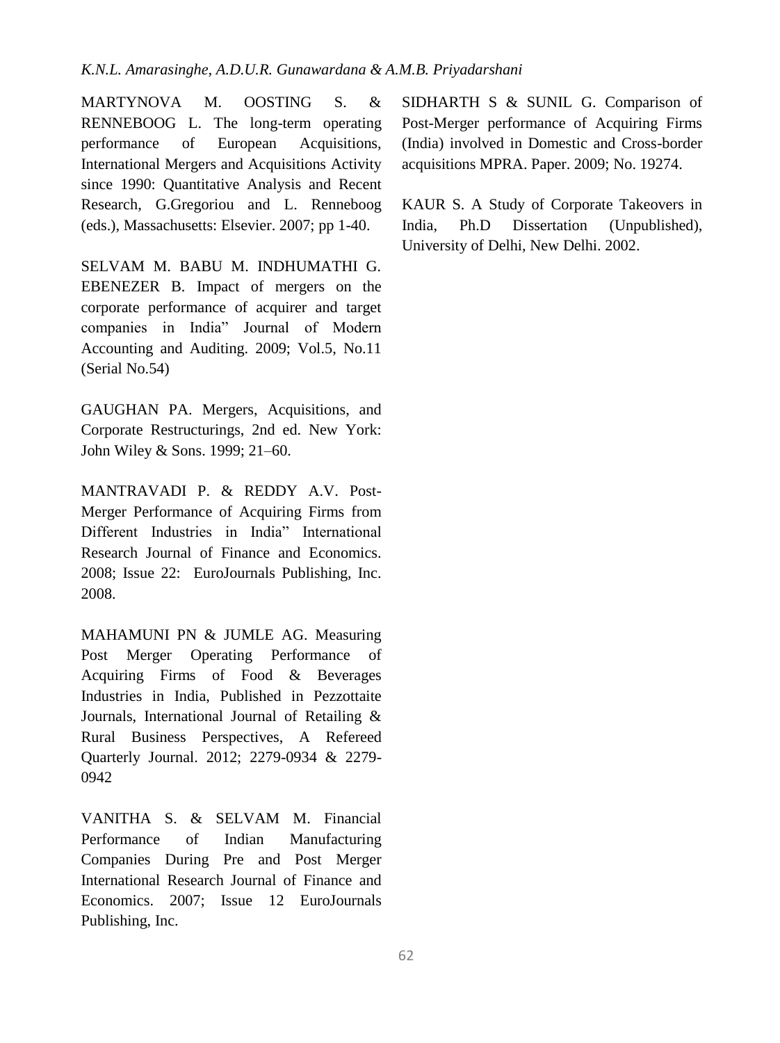MARTYNOVA M. OOSTING S. & RENNEBOOG L. The long-term operating performance of European Acquisitions, International Mergers and Acquisitions Activity since 1990: Quantitative Analysis and Recent Research, G.Gregoriou and L. Renneboog (eds.), Massachusetts: Elsevier. 2007; pp 1-40.

SELVAM M. BABU M. INDHUMATHI G. EBENEZER B. Impact of mergers on the corporate performance of acquirer and target companies in India" Journal of Modern Accounting and Auditing. 2009; Vol.5, No.11 (Serial No.54)

GAUGHAN PA. Mergers, Acquisitions, and Corporate Restructurings, 2nd ed. New York: John Wiley & Sons. 1999; 21–60.

MANTRAVADI P. & REDDY A.V. Post-Merger Performance of Acquiring Firms from Different Industries in India" International Research Journal of Finance and Economics. 2008; Issue 22: EuroJournals Publishing, Inc. 2008.

MAHAMUNI PN & JUMLE AG. Measuring Post Merger Operating Performance of Acquiring Firms of Food & Beverages Industries in India, Published in Pezzottaite Journals, International Journal of Retailing & Rural Business Perspectives, A Refereed Quarterly Journal. 2012; 2279-0934 & 2279-0942

VANITHA S. & SELVAM M. Financial Performance of Indian Manufacturing Companies During Pre and Post Merger International Research Journal of Finance and Economics. 2007; Issue 12 EuroJournals Publishing, Inc.

SIDHARTH S & SUNIL G. Comparison of Post-Merger performance of Acquiring Firms (India) involved in Domestic and Cross-border acquisitions MPRA. Paper. 2009; No. 19274.

KAUR S. A Study of Corporate Takeovers in India, Ph.D Dissertation (Unpublished), University of Delhi, New Delhi. 2002.